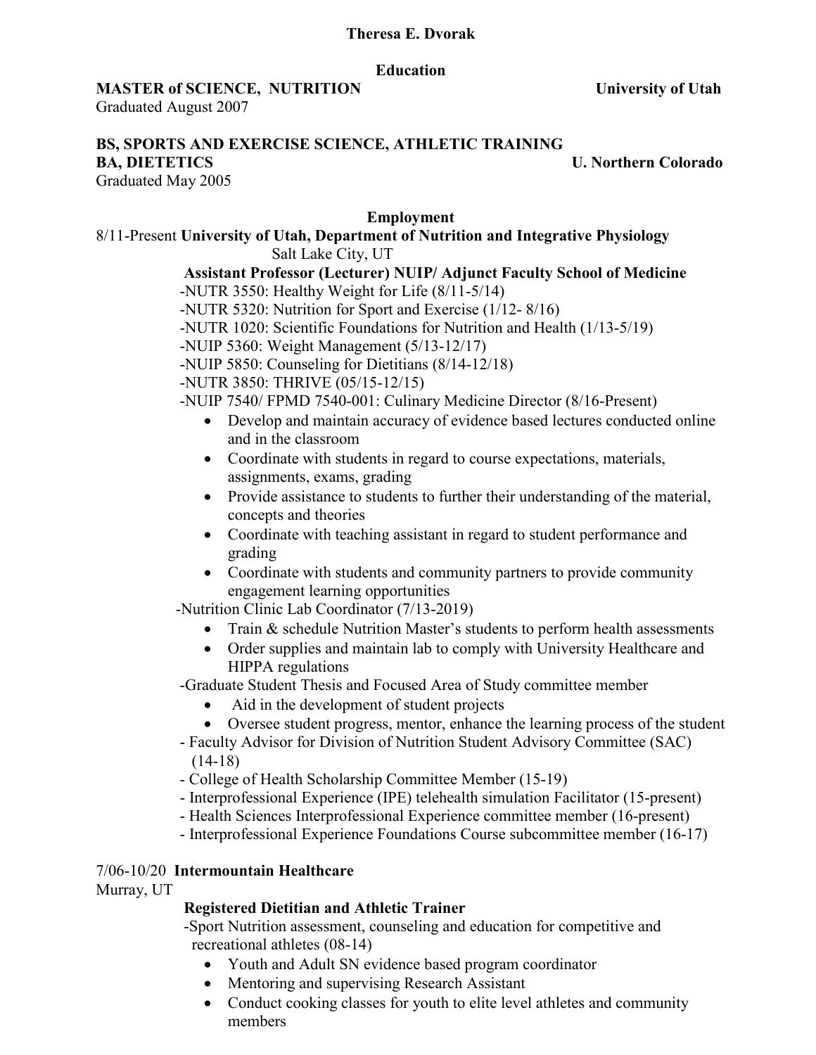# Theresa E. Dvorak

## Education

**MASTER of SCIENCE, NUTRITION** **University of Utah**
Graduated August 2007

**BS, SPORTS AND EXERCISE SCIENCE, ATHLETIC TRAINING**
**BA, DIETETICS** **U. Northern Colorado**
Graduated May 2005

## Employment

8/11-Present **University of Utah, Department of Nutrition and Integrative Physiology**
Salt Lake City, UT

**Assistant Professor (Lecturer) NUIP/ Adjunct Faculty School of Medicine**

-NUTR 3550: Healthy Weight for Life (8/11-5/14)
-NUTR 5320: Nutrition for Sport and Exercise (1/12- 8/16)
-NUTR 1020: Scientific Foundations for Nutrition and Health (1/13-5/19)
-NUIP 5360: Weight Management (5/13-12/17)
-NUIP 5850: Counseling for Dietitians (8/14-12/18)
-NUTR 3850: THRIVE (05/15-12/15)
-NUIP 7540/ FPMD 7540-001: Culinary Medicine Director (8/16-Present)

- Develop and maintain accuracy of evidence based lectures conducted online and in the classroom
- Coordinate with students in regard to course expectations, materials, assignments, exams, grading
- Provide assistance to students to further their understanding of the material, concepts and theories
- Coordinate with teaching assistant in regard to student performance and grading
- Coordinate with students and community partners to provide community engagement learning opportunities

-Nutrition Clinic Lab Coordinator (7/13-2019)

- Train & schedule Nutrition Master's students to perform health assessments
- Order supplies and maintain lab to comply with University Healthcare and HIPPA regulations

-Graduate Student Thesis and Focused Area of Study committee member

- Aid in the development of student projects
- Oversee student progress, mentor, enhance the learning process of the student

- Faculty Advisor for Division of Nutrition Student Advisory Committee (SAC) (14-18)
- College of Health Scholarship Committee Member (15-19)
- Interprofessional Experience (IPE) telehealth simulation Facilitator (15-present)
- Health Sciences Interprofessional Experience committee member (16-present)
- Interprofessional Experience Foundations Course subcommittee member (16-17)

7/06-10/20 **Intermountain Healthcare**
Murray, UT

**Registered Dietitian and Athletic Trainer**

-Sport Nutrition assessment, counseling and education for competitive and recreational athletes (08-14)

- Youth and Adult SN evidence based program coordinator
- Mentoring and supervising Research Assistant
- Conduct cooking classes for youth to elite level athletes and community members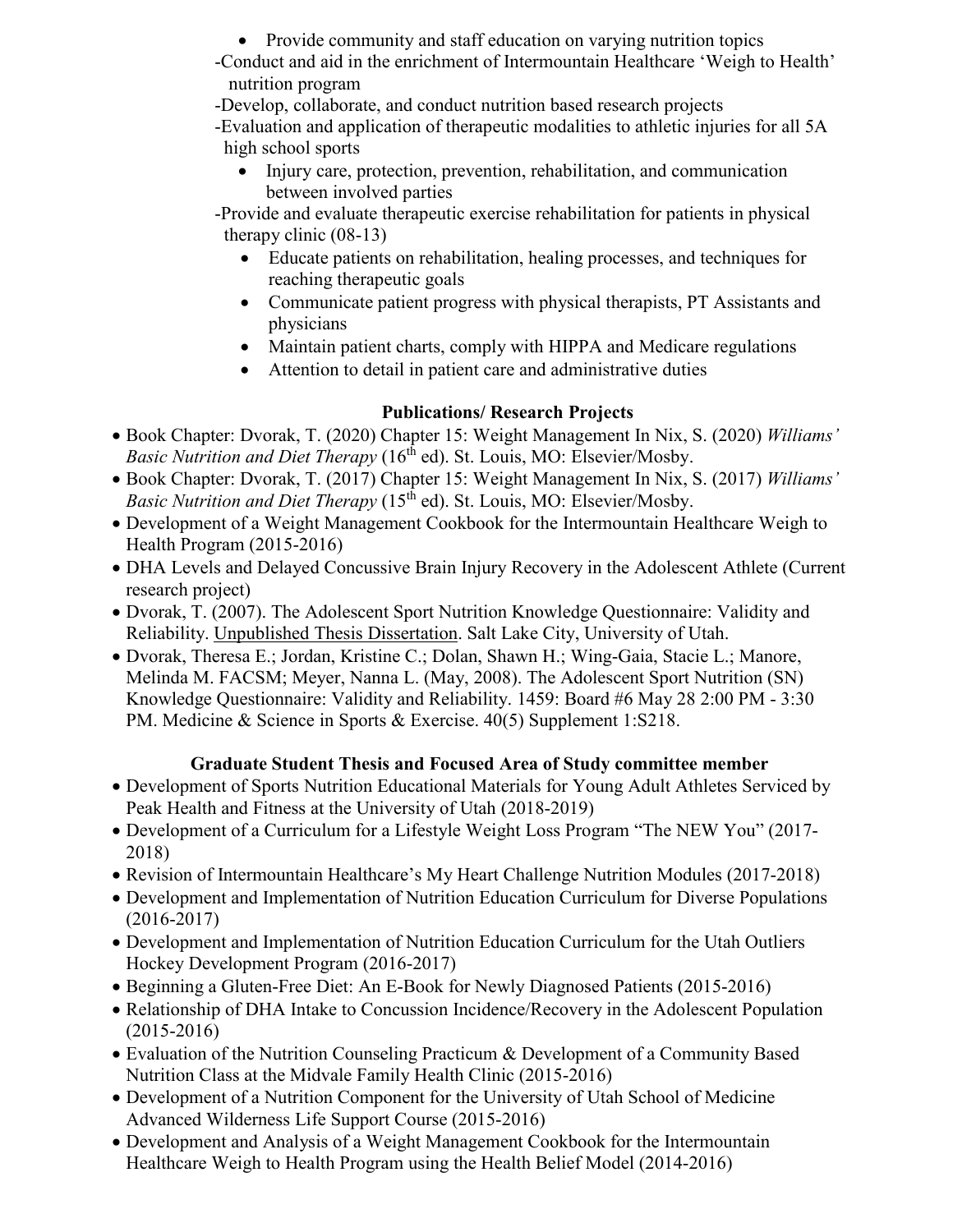- Provide community and staff education on varying nutrition topics

-Conduct and aid in the enrichment of Intermountain Healthcare 'Weigh to Health' nutrition program

-Develop, collaborate, and conduct nutrition based research projects

-Evaluation and application of therapeutic modalities to athletic injuries for all 5A high school sports

- Injury care, protection, prevention, rehabilitation, and communication between involved parties

-Provide and evaluate therapeutic exercise rehabilitation for patients in physical therapy clinic (08-13)

- Educate patients on rehabilitation, healing processes, and techniques for reaching therapeutic goals
- Communicate patient progress with physical therapists, PT Assistants and physicians
- Maintain patient charts, comply with HIPPA and Medicare regulations
- Attention to detail in patient care and administrative duties

## Publications/ Research Projects

- Book Chapter: Dvorak, T. (2020) Chapter 15: Weight Management In Nix, S. (2020) *Williams' Basic Nutrition and Diet Therapy* (16th ed). St. Louis, MO: Elsevier/Mosby.
- Book Chapter: Dvorak, T. (2017) Chapter 15: Weight Management In Nix, S. (2017) *Williams' Basic Nutrition and Diet Therapy* (15th ed). St. Louis, MO: Elsevier/Mosby.
- Development of a Weight Management Cookbook for the Intermountain Healthcare Weigh to Health Program (2015-2016)
- DHA Levels and Delayed Concussive Brain Injury Recovery in the Adolescent Athlete (Current research project)
- Dvorak, T. (2007). The Adolescent Sport Nutrition Knowledge Questionnaire: Validity and Reliability. <u>Unpublished Thesis Dissertation</u>. Salt Lake City, University of Utah.
- Dvorak, Theresa E.; Jordan, Kristine C.; Dolan, Shawn H.; Wing-Gaia, Stacie L.; Manore, Melinda M. FACSM; Meyer, Nanna L. (May, 2008). The Adolescent Sport Nutrition (SN) Knowledge Questionnaire: Validity and Reliability. 1459: Board #6 May 28 2:00 PM - 3:30 PM. Medicine & Science in Sports & Exercise. 40(5) Supplement 1:S218.

## Graduate Student Thesis and Focused Area of Study committee member

- Development of Sports Nutrition Educational Materials for Young Adult Athletes Serviced by Peak Health and Fitness at the University of Utah (2018-2019)
- Development of a Curriculum for a Lifestyle Weight Loss Program "The NEW You" (2017-2018)
- Revision of Intermountain Healthcare's My Heart Challenge Nutrition Modules (2017-2018)
- Development and Implementation of Nutrition Education Curriculum for Diverse Populations (2016-2017)
- Development and Implementation of Nutrition Education Curriculum for the Utah Outliers Hockey Development Program (2016-2017)
- Beginning a Gluten-Free Diet: An E-Book for Newly Diagnosed Patients (2015-2016)
- Relationship of DHA Intake to Concussion Incidence/Recovery in the Adolescent Population (2015-2016)
- Evaluation of the Nutrition Counseling Practicum & Development of a Community Based Nutrition Class at the Midvale Family Health Clinic (2015-2016)
- Development of a Nutrition Component for the University of Utah School of Medicine Advanced Wilderness Life Support Course (2015-2016)
- Development and Analysis of a Weight Management Cookbook for the Intermountain Healthcare Weigh to Health Program using the Health Belief Model (2014-2016)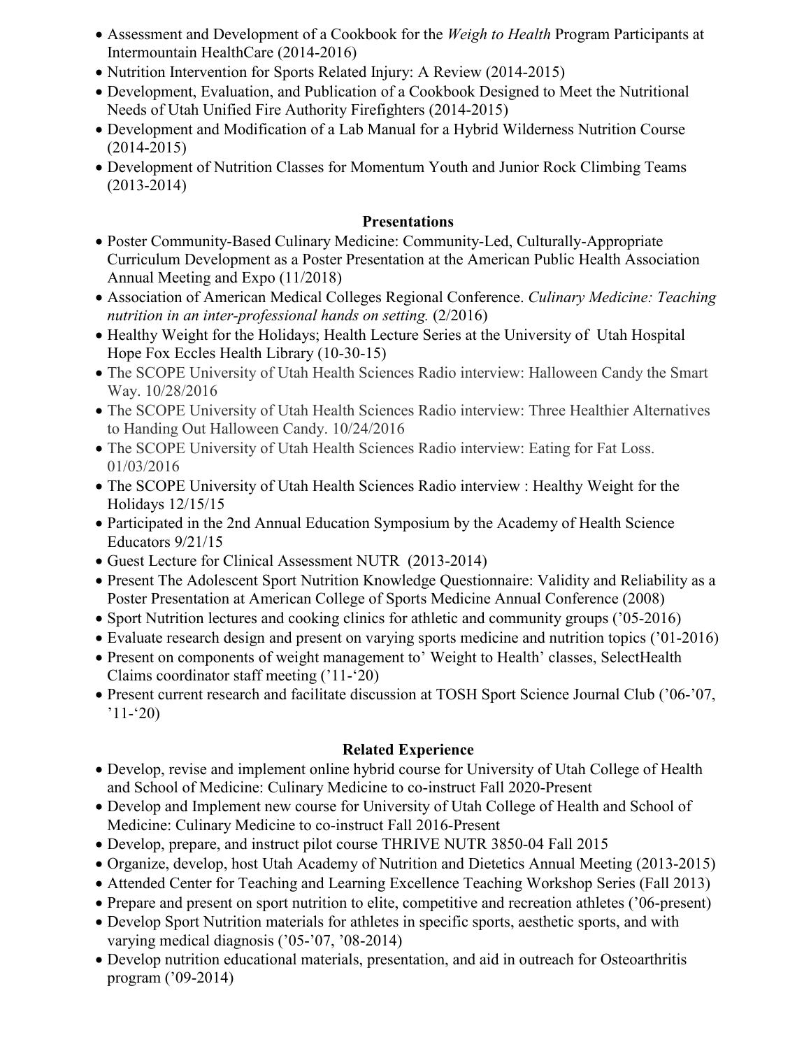- Assessment and Development of a Cookbook for the *Weigh to Health* Program Participants at Intermountain HealthCare (2014-2016)
- Nutrition Intervention for Sports Related Injury: A Review (2014-2015)
- Development, Evaluation, and Publication of a Cookbook Designed to Meet the Nutritional Needs of Utah Unified Fire Authority Firefighters (2014-2015)
- Development and Modification of a Lab Manual for a Hybrid Wilderness Nutrition Course (2014-2015)
- Development of Nutrition Classes for Momentum Youth and Junior Rock Climbing Teams (2013-2014)

## Presentations

- Poster Community-Based Culinary Medicine: Community-Led, Culturally-Appropriate Curriculum Development as a Poster Presentation at the American Public Health Association Annual Meeting and Expo (11/2018)
- Association of American Medical Colleges Regional Conference. *Culinary Medicine: Teaching nutrition in an inter-professional hands on setting.* (2/2016)
- Healthy Weight for the Holidays; Health Lecture Series at the University of Utah Hospital Hope Fox Eccles Health Library (10-30-15)
- The SCOPE University of Utah Health Sciences Radio interview: Halloween Candy the Smart Way. 10/28/2016
- The SCOPE University of Utah Health Sciences Radio interview: Three Healthier Alternatives to Handing Out Halloween Candy. 10/24/2016
- The SCOPE University of Utah Health Sciences Radio interview: Eating for Fat Loss. 01/03/2016
- The SCOPE University of Utah Health Sciences Radio interview : Healthy Weight for the Holidays 12/15/15
- Participated in the 2nd Annual Education Symposium by the Academy of Health Science Educators 9/21/15
- Guest Lecture for Clinical Assessment NUTR (2013-2014)
- Present The Adolescent Sport Nutrition Knowledge Questionnaire: Validity and Reliability as a Poster Presentation at American College of Sports Medicine Annual Conference (2008)
- Sport Nutrition lectures and cooking clinics for athletic and community groups ('05-2016)
- Evaluate research design and present on varying sports medicine and nutrition topics ('01-2016)
- Present on components of weight management to' Weight to Health' classes, SelectHealth Claims coordinator staff meeting ('11-'20)
- Present current research and facilitate discussion at TOSH Sport Science Journal Club ('06-'07, '11-'20)

## Related Experience

- Develop, revise and implement online hybrid course for University of Utah College of Health and School of Medicine: Culinary Medicine to co-instruct Fall 2020-Present
- Develop and Implement new course for University of Utah College of Health and School of Medicine: Culinary Medicine to co-instruct Fall 2016-Present
- Develop, prepare, and instruct pilot course THRIVE NUTR 3850-04 Fall 2015
- Organize, develop, host Utah Academy of Nutrition and Dietetics Annual Meeting (2013-2015)
- Attended Center for Teaching and Learning Excellence Teaching Workshop Series (Fall 2013)
- Prepare and present on sport nutrition to elite, competitive and recreation athletes ('06-present)
- Develop Sport Nutrition materials for athletes in specific sports, aesthetic sports, and with varying medical diagnosis ('05-'07, '08-2014)
- Develop nutrition educational materials, presentation, and aid in outreach for Osteoarthritis program ('09-2014)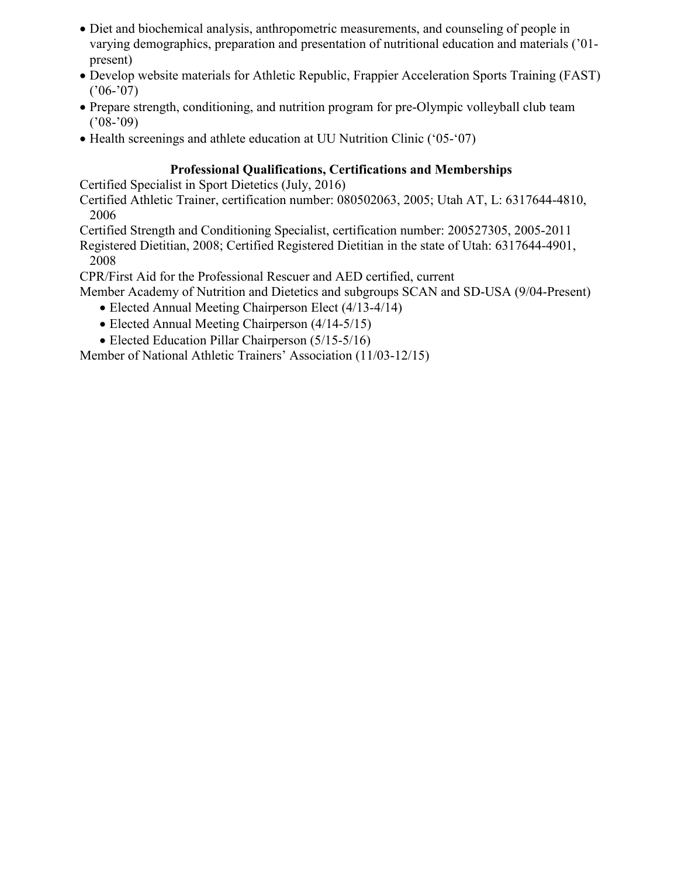- Diet and biochemical analysis, anthropometric measurements, and counseling of people in varying demographics, preparation and presentation of nutritional education and materials ('01-present)
- Develop website materials for Athletic Republic, Frappier Acceleration Sports Training (FAST) ('06-'07)
- Prepare strength, conditioning, and nutrition program for pre-Olympic volleyball club team ('08-'09)
- Health screenings and athlete education at UU Nutrition Clinic ('05-'07)

## Professional Qualifications, Certifications and Memberships

Certified Specialist in Sport Dietetics (July, 2016)

Certified Athletic Trainer, certification number: 080502063, 2005; Utah AT, L: 6317644-4810, 2006

Certified Strength and Conditioning Specialist, certification number: 200527305, 2005-2011

Registered Dietitian, 2008; Certified Registered Dietitian in the state of Utah: 6317644-4901, 2008

CPR/First Aid for the Professional Rescuer and AED certified, current

Member Academy of Nutrition and Dietetics and subgroups SCAN and SD-USA (9/04-Present)

- Elected Annual Meeting Chairperson Elect (4/13-4/14)
- Elected Annual Meeting Chairperson (4/14-5/15)
- Elected Education Pillar Chairperson (5/15-5/16)

Member of National Athletic Trainers' Association (11/03-12/15)